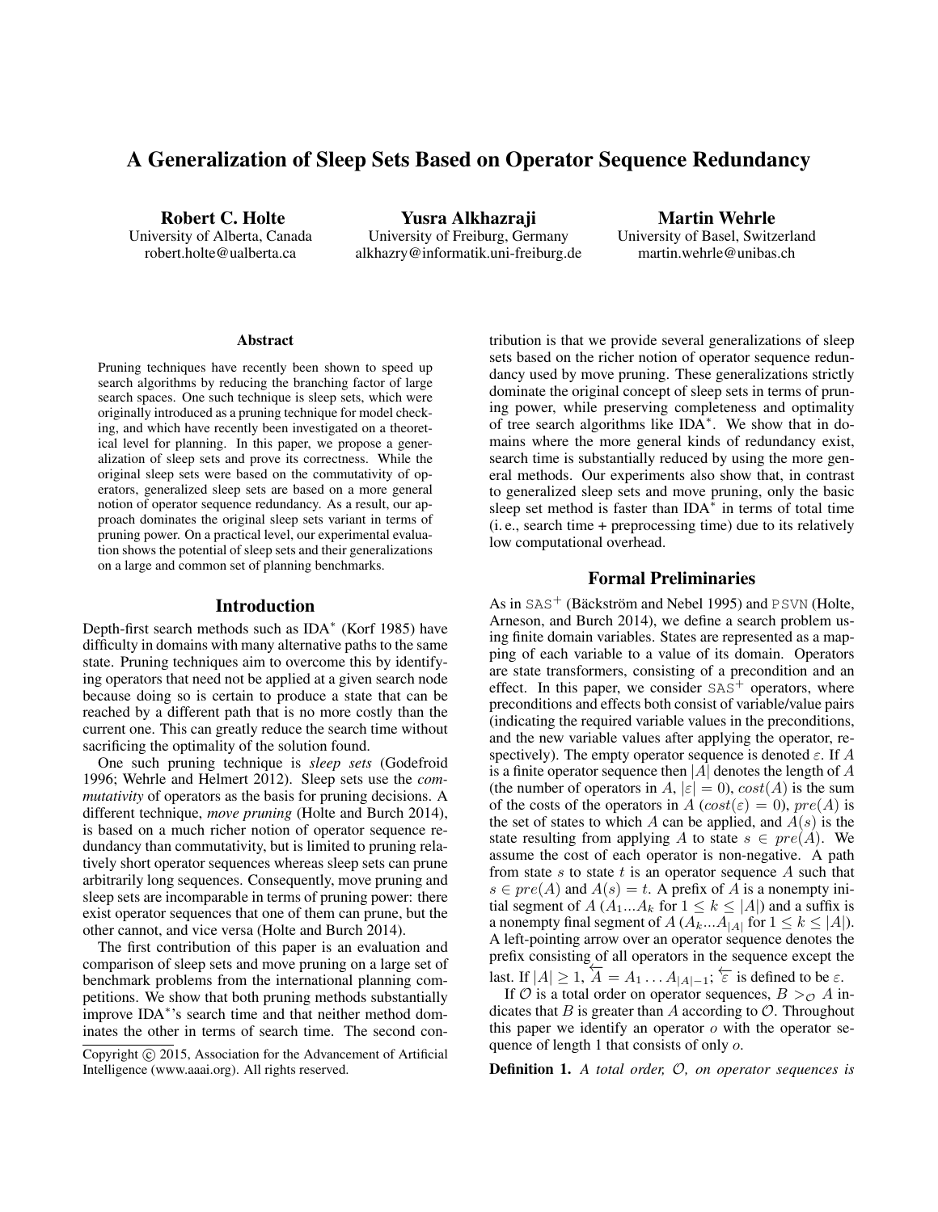# A Generalization of Sleep Sets Based on Operator Sequence Redundancy

**Robert C. Holte**
University of Alberta, Canada
robert.holte@ualberta.ca

**Yusra Alkhazraji**
University of Freiburg, Germany
alkhazry@informatik.uni-freiburg.de

**Martin Wehrle**
University of Basel, Switzerland
martin.wehrle@unibas.ch

### Abstract

Pruning techniques have recently been shown to speed up search algorithms by reducing the branching factor of large search spaces. One such technique is sleep sets, which were originally introduced as a pruning technique for model checking, and which have recently been investigated on a theoretical level for planning. In this paper, we propose a generalization of sleep sets and prove its correctness. While the original sleep sets were based on the commutativity of operators, generalized sleep sets are based on a more general notion of operator sequence redundancy. As a result, our approach dominates the original sleep sets variant in terms of pruning power. On a practical level, our experimental evaluation shows the potential of sleep sets and their generalizations on a large and common set of planning benchmarks.

## Introduction

Depth-first search methods such as IDA$^*$ (Korf 1985) have difficulty in domains with many alternative paths to the same state. Pruning techniques aim to overcome this by identifying operators that need not be applied at a given search node because doing so is certain to produce a state that can be reached by a different path that is no more costly than the current one. This can greatly reduce the search time without sacrificing the optimality of the solution found.

One such pruning technique is *sleep sets* (Godefroid 1996; Wehrle and Helmert 2012). Sleep sets use the *commutativity* of operators as the basis for pruning decisions. A different technique, *move pruning* (Holte and Burch 2014), is based on a much richer notion of operator sequence redundancy than commutativity, but is limited to pruning relatively short operator sequences whereas sleep sets can prune arbitrarily long sequences. Consequently, move pruning and sleep sets are incomparable in terms of pruning power: there exist operator sequences that one of them can prune, but the other cannot, and vice versa (Holte and Burch 2014).

The first contribution of this paper is an evaluation and comparison of sleep sets and move pruning on a large set of benchmark problems from the international planning competitions. We show that both pruning methods substantially improve IDA$^*$'s search time and that neither method dominates the other in terms of search time. The second contribution is that we provide several generalizations of sleep sets based on the richer notion of operator sequence redundancy used by move pruning. These generalizations strictly dominate the original concept of sleep sets in terms of pruning power, while preserving completeness and optimality of tree search algorithms like IDA$^*$. We show that in domains where the more general kinds of redundancy exist, search time is substantially reduced by using the more general methods. Our experiments also show that, in contrast to generalized sleep sets and move pruning, only the basic sleep set method is faster than IDA$^*$ in terms of total time (i. e., search time + preprocessing time) due to its relatively low computational overhead.

Copyright © 2015, Association for the Advancement of Artificial Intelligence (www.aaai.org). All rights reserved.

## Formal Preliminaries

As in SAS$^+$ (Bäckström and Nebel 1995) and PSVN (Holte, Arneson, and Burch 2014), we define a search problem using finite domain variables. States are represented as a mapping of each variable to a value of its domain. Operators are state transformers, consisting of a precondition and an effect. In this paper, we consider SAS$^+$ operators, where preconditions and effects both consist of variable/value pairs (indicating the required variable values in the preconditions, and the new variable values after applying the operator, respectively). The empty operator sequence is denoted $\varepsilon$. If $A$ is a finite operator sequence then $|A|$ denotes the length of $A$ (the number of operators in $A$, $|\varepsilon| = 0$), $cost(A)$ is the sum of the costs of the operators in $A$ ($cost(\varepsilon) = 0$), $pre(A)$ is the set of states to which $A$ can be applied, and $A(s)$ is the state resulting from applying $A$ to state $s \in pre(A)$. We assume the cost of each operator is non-negative. A path from state $s$ to state $t$ is an operator sequence $A$ such that $s \in pre(A)$ and $A(s) = t$. A prefix of $A$ is a nonempty initial segment of $A$ ($A_1...A_k$ for $1 \leq k \leq |A|$) and a suffix is a nonempty final segment of $A$ ($A_k...A_{|A|}$ for $1 \leq k \leq |A|$). A left-pointing arrow over an operator sequence denotes the prefix consisting of all operators in the sequence except the last. If $|A| \geq 1$, $\overleftarrow{A} = A_1 \dots A_{|A|-1}$; $\overleftarrow{\varepsilon}$ is defined to be $\varepsilon$.

If $\mathcal{O}$ is a total order on operator sequences, $B >_{\mathcal{O}} A$ indicates that $B$ is greater than $A$ according to $\mathcal{O}$. Throughout this paper we identify an operator $o$ with the operator sequence of length 1 that consists of only $o$.

**Definition 1.** *A total order, $\mathcal{O}$, on operator sequences is*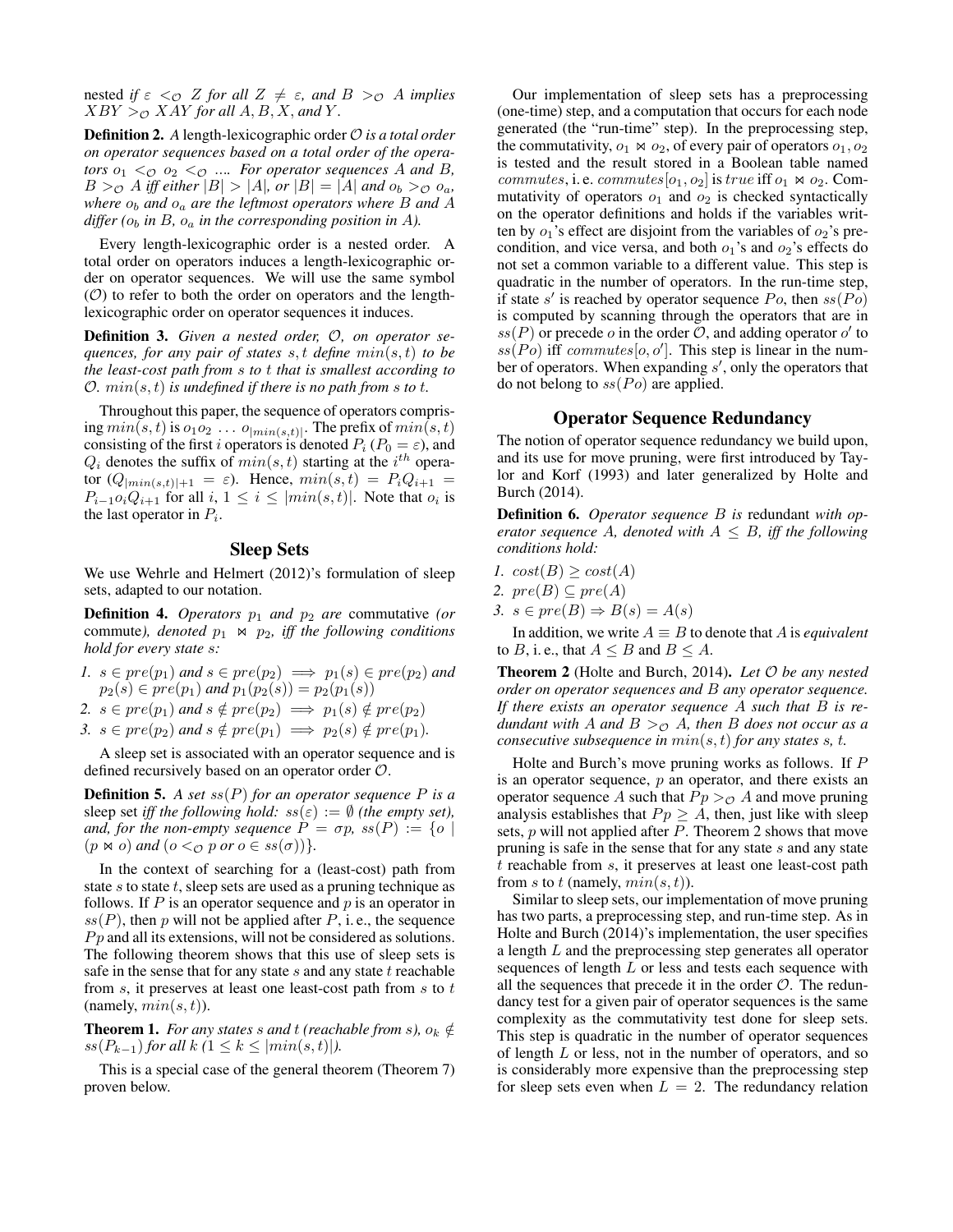nested *if* $\varepsilon <_\mathcal{O} Z$ *for all* $Z \neq \varepsilon$, *and* $B >_\mathcal{O} A$ *implies* $XBY >_\mathcal{O} XAY$ *for all* $A, B, X$, *and* $Y$.

**Definition 2.** *A length-lexicographic order* $\mathcal{O}$ *is a total order on operator sequences based on a total order of the operators* $o_1 <_\mathcal{O} o_2 <_\mathcal{O} \ldots$*. For operator sequences A and B,* $B >_\mathcal{O} A$ *iff either* $|B| > |A|$*, or* $|B| = |A|$ *and* $o_b >_\mathcal{O} o_a$*, where* $o_b$ *and* $o_a$ *are the leftmost operators where B and A differ (*$o_b$ *in B,* $o_a$ *in the corresponding position in A).*

Every length-lexicographic order is a nested order. A total order on operators induces a length-lexicographic order on operator sequences. We will use the same symbol ($\mathcal{O}$) to refer to both the order on operators and the length-lexicographic order on operator sequences it induces.

**Definition 3.** *Given a nested order,* $\mathcal{O}$*, on operator sequences, for any pair of states* $s, t$ *define* $min(s,t)$ *to be the least-cost path from s to t that is smallest according to* $\mathcal{O}$. $min(s,t)$ *is undefined if there is no path from s to t.*

Throughout this paper, the sequence of operators comprising $min(s,t)$ is $o_1 o_2 \ldots o_{|min(s,t)|}$. The prefix of $min(s,t)$ consisting of the first $i$ operators is denoted $P_i$ ($P_0 = \varepsilon$), and $Q_i$ denotes the suffix of $min(s,t)$ starting at the $i^{th}$ operator ($Q_{|min(s,t)|+1} = \varepsilon$). Hence, $min(s,t) = P_i Q_{i+1} = P_{i-1} o_i Q_{i+1}$ for all $i$, $1 \le i \le |min(s,t)|$. Note that $o_i$ is the last operator in $P_i$.

## Sleep Sets

We use Wehrle and Helmert (2012)'s formulation of sleep sets, adapted to our notation.

**Definition 4.** *Operators* $p_1$ *and* $p_2$ *are* commutative *(or* commute*), denoted* $p_1 \bowtie p_2$*, iff the following conditions hold for every state s:*

1. $s \in pre(p_1)$ *and* $s \in pre(p_2) \implies p_1(s) \in pre(p_2)$ *and* $p_2(s) \in pre(p_1)$ *and* $p_1(p_2(s)) = p_2(p_1(s))$
2. $s \in pre(p_1)$ *and* $s \notin pre(p_2) \implies p_1(s) \notin pre(p_2)$
3. $s \in pre(p_2)$ *and* $s \notin pre(p_1) \implies p_2(s) \notin pre(p_1)$.

A sleep set is associated with an operator sequence and is defined recursively based on an operator order $\mathcal{O}$.

**Definition 5.** *A set* $ss(P)$ *for an operator sequence P is a* sleep set *iff the following hold:* $ss(\varepsilon) := \emptyset$ *(the empty set), and, for the non-empty sequence* $P = \sigma p$, $ss(P) := \{o \mid (p \bowtie o)$ *and* $(o <_\mathcal{O} p$ *or* $o \in ss(\sigma))\}$.

In the context of searching for a (least-cost) path from state $s$ to state $t$, sleep sets are used as a pruning technique as follows. If $P$ is an operator sequence and $p$ is an operator in $ss(P)$, then $p$ will not be applied after $P$, i. e., the sequence $Pp$ and all its extensions, will not be considered as solutions. The following theorem shows that this use of sleep sets is safe in the sense that for any state $s$ and any state $t$ reachable from $s$, it preserves at least one least-cost path from $s$ to $t$ (namely, $min(s,t)$).

**Theorem 1.** *For any states s and t (reachable from s),* $o_k \notin ss(P_{k-1})$ *for all k (*$1 \le k \le |min(s,t)|$*).*

This is a special case of the general theorem (Theorem 7) proven below.

Our implementation of sleep sets has a preprocessing (one-time) step, and a computation that occurs for each node generated (the "run-time" step). In the preprocessing step, the commutativity, $o_1 \bowtie o_2$, of every pair of operators $o_1, o_2$ is tested and the result stored in a Boolean table named $commutes$, i. e. $commutes[o_1, o_2]$ is $true$ iff $o_1 \bowtie o_2$. Commutativity of operators $o_1$ and $o_2$ is checked syntactically on the operator definitions and holds if the variables written by $o_1$'s effect are disjoint from the variables of $o_2$'s precondition, and vice versa, and both $o_1$'s and $o_2$'s effects do not set a common variable to a different value. This step is quadratic in the number of operators. In the run-time step, if state $s'$ is reached by operator sequence $Po$, then $ss(Po)$ is computed by scanning through the operators that are in $ss(P)$ or precede $o$ in the order $\mathcal{O}$, and adding operator $o'$ to $ss(Po)$ iff $commutes[o, o']$. This step is linear in the number of operators. When expanding $s'$, only the operators that do not belong to $ss(Po)$ are applied.

## Operator Sequence Redundancy

The notion of operator sequence redundancy we build upon, and its use for move pruning, were first introduced by Taylor and Korf (1993) and later generalized by Holte and Burch (2014).

**Definition 6.** *Operator sequence B is* redundant *with operator sequence A, denoted with* $A \le B$*, iff the following conditions hold:*

1. $cost(B) \ge cost(A)$
2. $pre(B) \subseteq pre(A)$
3. $s \in pre(B) \Rightarrow B(s) = A(s)$

In addition, we write $A \equiv B$ to denote that $A$ is *equivalent* to $B$, i. e., that $A \le B$ and $B \le A$.

**Theorem 2** (Holte and Burch, 2014)**.** *Let* $\mathcal{O}$ *be any nested order on operator sequences and B any operator sequence. If there exists an operator sequence A such that B is redundant with A and* $B >_\mathcal{O} A$*, then B does not occur as a consecutive subsequence in* $min(s,t)$ *for any states s, t.*

Holte and Burch's move pruning works as follows. If $P$ is an operator sequence, $p$ an operator, and there exists an operator sequence $A$ such that $Pp >_\mathcal{O} A$ and move pruning analysis establishes that $Pp \ge A$, then, just like with sleep sets, $p$ will not applied after $P$. Theorem 2 shows that move pruning is safe in the sense that for any state $s$ and any state $t$ reachable from $s$, it preserves at least one least-cost path from $s$ to $t$ (namely, $min(s,t)$).

Similar to sleep sets, our implementation of move pruning has two parts, a preprocessing step, and run-time step. As in Holte and Burch (2014)'s implementation, the user specifies a length $L$ and the preprocessing step generates all operator sequences of length $L$ or less and tests each sequence with all the sequences that precede it in the order $\mathcal{O}$. The redundancy test for a given pair of operator sequences is the same complexity as the commutativity test done for sleep sets. This step is quadratic in the number of operator sequences of length $L$ or less, not in the number of operators, and so is considerably more expensive than the preprocessing step for sleep sets even when $L = 2$. The redundancy relation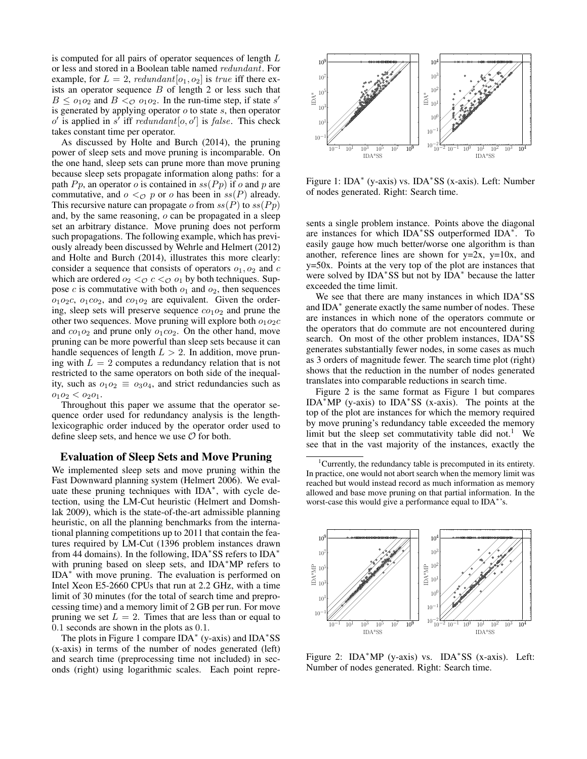is computed for all pairs of operator sequences of length $L$ or less and stored in a Boolean table named *redundant*. For example, for $L = 2$, $redundant[o_1, o_2]$ is *true* iff there exists an operator sequence $B$ of length 2 or less such that $B \leq o_1 o_2$ and $B <_{\mathcal{O}} o_1 o_2$. In the run-time step, if state $s'$ is generated by applying operator $o$ to state $s$, then operator $o'$ is applied in $s'$ iff $redundant[o, o']$ is *false*. This check takes constant time per operator.

As discussed by Holte and Burch (2014), the pruning power of sleep sets and move pruning is incomparable. On the one hand, sleep sets can prune more than move pruning because sleep sets propagate information along paths: for a path $Pp$, an operator $o$ is contained in $ss(Pp)$ if $o$ and $p$ are commutative, and $o <_{\mathcal{O}} p$ or $o$ has been in $ss(P)$ already. This recursive nature can propagate $o$ from $ss(P)$ to $ss(Pp)$ and, by the same reasoning, $o$ can be propagated in a sleep set an arbitrary distance. Move pruning does not perform such propagations. The following example, which has previously already been discussed by Wehrle and Helmert (2012) and Holte and Burch (2014), illustrates this more clearly: consider a sequence that consists of operators $o_1, o_2$ and $c$ which are ordered $o_2 <_{\mathcal{O}} c <_{\mathcal{O}} o_1$ by both techniques. Suppose $c$ is commutative with both $o_1$ and $o_2$, then sequences $o_1 o_2 c$, $o_1 c o_2$, and $c o_1 o_2$ are equivalent. Given the ordering, sleep sets will preserve sequence $c o_1 o_2$ and prune the other two sequences. Move pruning will explore both $o_1 o_2 c$ and $c o_1 o_2$ and prune only $o_1 c o_2$. On the other hand, move pruning can be more powerful than sleep sets because it can handle sequences of length $L > 2$. In addition, move pruning with $L = 2$ computes a redundancy relation that is not restricted to the same operators on both side of the inequality, such as $o_1 o_2 \equiv o_3 o_4$, and strict redundancies such as $o_1 o_2 < o_2 o_1$.

Throughout this paper we assume that the operator sequence order used for redundancy analysis is the length-lexicographic order induced by the operator order used to define sleep sets, and hence we use $\mathcal{O}$ for both.

## Evaluation of Sleep Sets and Move Pruning

We implemented sleep sets and move pruning within the Fast Downward planning system (Helmert 2006). We evaluate these pruning techniques with IDA$^*$, with cycle detection, using the LM-Cut heuristic (Helmert and Domshlak 2009), which is the state-of-the-art admissible planning heuristic, on all the planning benchmarks from the international planning competitions up to 2011 that contain the features required by LM-Cut (1396 problem instances drawn from 44 domains). In the following, IDA$^*$SS refers to IDA$^*$ with pruning based on sleep sets, and IDA$^*$MP refers to IDA$^*$ with move pruning. The evaluation is performed on Intel Xeon E5-2660 CPUs that run at 2.2 GHz, with a time limit of 30 minutes (for the total of search time and preprocessing time) and a memory limit of 2 GB per run. For move pruning we set $L = 2$. Times that are less than or equal to 0.1 seconds are shown in the plots as 0.1.

The plots in Figure 1 compare IDA$^*$ (y-axis) and IDA$^*$SS (x-axis) in terms of the number of nodes generated (left) and search time (preprocessing time not included) in seconds (right) using logarithmic scales. Each point represents a single problem instance. Points above the diagonal are instances for which IDA$^*$SS outperformed IDA$^*$. To easily gauge how much better/worse one algorithm is than another, reference lines are shown for y=2x, y=10x, and y=50x. Points at the very top of the plot are instances that were solved by IDA$^*$SS but not by IDA$^*$ because the latter exceeded the time limit.

Figure 1: IDA$^*$ (y-axis) vs. IDA$^*$SS (x-axis). Left: Number of nodes generated. Right: Search time.

We see that there are many instances in which IDA$^*$SS and IDA$^*$ generate exactly the same number of nodes. These are instances in which none of the operators commute or the operators that do commute are not encountered during search. On most of the other problem instances, IDA$^*$SS generates substantially fewer nodes, in some cases as much as 3 orders of magnitude fewer. The search time plot (right) shows that the reduction in the number of nodes generated translates into comparable reductions in search time.

Figure 2 is the same format as Figure 1 but compares IDA$^*$MP (y-axis) to IDA$^*$SS (x-axis). The points at the top of the plot are instances for which the memory required by move pruning's redundancy table exceeded the memory limit but the sleep set commutativity table did not.[1] We see that in the vast majority of the instances, exactly the

[1] Currently, the redundancy table is precomputed in its entirety. In practice, one would not abort search when the memory limit was reached but would instead record as much information as memory allowed and base move pruning on that partial information. In the worst-case this would give a performance equal to IDA$^*$'s.

Figure 2: IDA$^*$MP (y-axis) vs. IDA$^*$SS (x-axis). Left: Number of nodes generated. Right: Search time.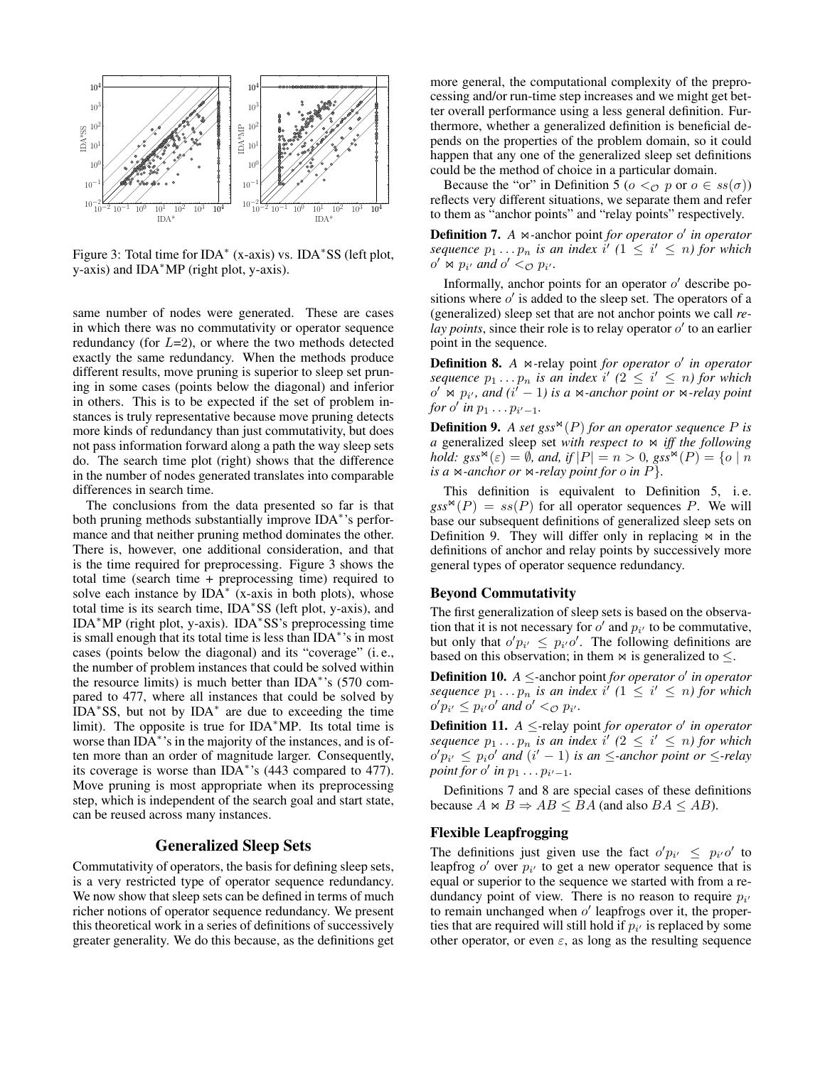Figure 3: Total time for IDA* (x-axis) vs. IDA*SS (left plot, y-axis) and IDA*MP (right plot, y-axis).

same number of nodes were generated. These are cases in which there was no commutativity or operator sequence redundancy (for $L$=2), or where the two methods detected exactly the same redundancy. When the methods produce different results, move pruning is superior to sleep set pruning in some cases (points below the diagonal) and inferior in others. This is to be expected if the set of problem instances is truly representative because move pruning detects more kinds of redundancy than just commutativity, but does not pass information forward along a path the way sleep sets do. The search time plot (right) shows that the difference in the number of nodes generated translates into comparable differences in search time.

The conclusions from the data presented so far is that both pruning methods substantially improve IDA*'s performance and that neither pruning method dominates the other. There is, however, one additional consideration, and that is the time required for preprocessing. Figure 3 shows the total time (search time + preprocessing time) required to solve each instance by IDA* (x-axis in both plots), whose total time is its search time, IDA*SS (left plot, y-axis), and IDA*MP (right plot, y-axis). IDA*SS's preprocessing time is small enough that its total time is less than IDA*'s in most cases (points below the diagonal) and its "coverage" (i. e., the number of problem instances that could be solved within the resource limits) is much better than IDA*'s (570 compared to 477, where all instances that could be solved by IDA*SS, but not by IDA* are due to exceeding the time limit). The opposite is true for IDA*MP. Its total time is worse than IDA*'s in the majority of the instances, and is often more than an order of magnitude larger. Consequently, its coverage is worse than IDA*'s (443 compared to 477). Move pruning is most appropriate when its preprocessing step, which is independent of the search goal and start state, can be reused across many instances.

## Generalized Sleep Sets

Commutativity of operators, the basis for defining sleep sets, is a very restricted type of operator sequence redundancy. We now show that sleep sets can be defined in terms of much richer notions of operator sequence redundancy. We present this theoretical work in a series of definitions of successively greater generality. We do this because, as the definitions get more general, the computational complexity of the preprocessing and/or run-time step increases and we might get better overall performance using a less general definition. Furthermore, whether a generalized definition is beneficial depends on the properties of the problem domain, so it could happen that any one of the generalized sleep set definitions could be the method of choice in a particular domain.

Because the "or" in Definition 5 ($o <_{\mathcal{O}} p$ or $o \in ss(\sigma)$) reflects very different situations, we separate them and refer to them as "anchor points" and "relay points" respectively.

**Definition 7.** *A* $\bowtie$*-anchor point for operator* $o'$ *in operator sequence* $p_1 \ldots p_n$ *is an index* $i'$ *(*$1 \le i' \le n$*) for which* $o' \bowtie p_{i'}$ *and* $o' <_{\mathcal{O}} p_{i'}$*.*

Informally, anchor points for an operator $o'$ describe positions where $o'$ is added to the sleep set. The operators of a (generalized) sleep set that are not anchor points we call *relay points*, since their role is to relay operator $o'$ to an earlier point in the sequence.

**Definition 8.** *A* $\bowtie$*-relay point for operator* $o'$ *in operator sequence* $p_1 \ldots p_n$ *is an index* $i'$ *(*$2 \le i' \le n$*) for which* $o' \bowtie p_{i'}$*, and (*$i' - 1$*) is a* $\bowtie$*-anchor point or* $\bowtie$*-relay point for* $o'$ *in* $p_1 \ldots p_{i'-1}$*.*

**Definition 9.** *A set* $gss^{\bowtie}(P)$ *for an operator sequence* $P$ *is a* generalized sleep set *with respect to* $\bowtie$ *iff the following hold:* $gss^{\bowtie}(\varepsilon) = \emptyset$*, and, if* $|P| = n > 0$*,* $gss^{\bowtie}(P) = \{o \mid n$ *is a* $\bowtie$*-anchor or* $\bowtie$*-relay point for* $o$ *in* $P\}$*.*

This definition is equivalent to Definition 5, i. e. $gss^{\bowtie}(P) = ss(P)$ for all operator sequences $P$. We will base our subsequent definitions of generalized sleep sets on Definition 9. They will differ only in replacing $\bowtie$ in the definitions of anchor and relay points by successively more general types of operator sequence redundancy.

### Beyond Commutativity

The first generalization of sleep sets is based on the observation that it is not necessary for $o'$ and $p_{i'}$ to be commutative, but only that $o'p_{i'} \le p_{i'}o'$. The following definitions are based on this observation; in them $\bowtie$ is generalized to $\le$.

**Definition 10.** *A* $\le$*-anchor point for operator* $o'$ *in operator sequence* $p_1 \ldots p_n$ *is an index* $i'$ *(*$1 \le i' \le n$*) for which* $o'p_{i'} \le p_{i'}o'$ *and* $o' <_{\mathcal{O}} p_{i'}$*.*

**Definition 11.** *A* $\le$*-relay point for operator* $o'$ *in operator sequence* $p_1 \ldots p_n$ *is an index* $i'$ *(*$2 \le i' \le n$*) for which* $o'p_{i'} \le p_i o'$ *and (*$i' - 1$*) is an* $\le$*-anchor point or* $\le$*-relay point for* $o'$ *in* $p_1 \ldots p_{i'-1}$*.*

Definitions 7 and 8 are special cases of these definitions because $A \bowtie B \Rightarrow AB \le BA$ (and also $BA \le AB$).

### Flexible Leapfrogging

The definitions just given use the fact $o'p_{i'} \le p_{i'}o'$ to leapfrog $o'$ over $p_{i'}$ to get a new operator sequence that is equal or superior to the sequence we started with from a redundancy point of view. There is no reason to require $p_{i'}$ to remain unchanged when $o'$ leapfrogs over it, the properties that are required will still hold if $p_{i'}$ is replaced by some other operator, or even $\varepsilon$, as long as the resulting sequence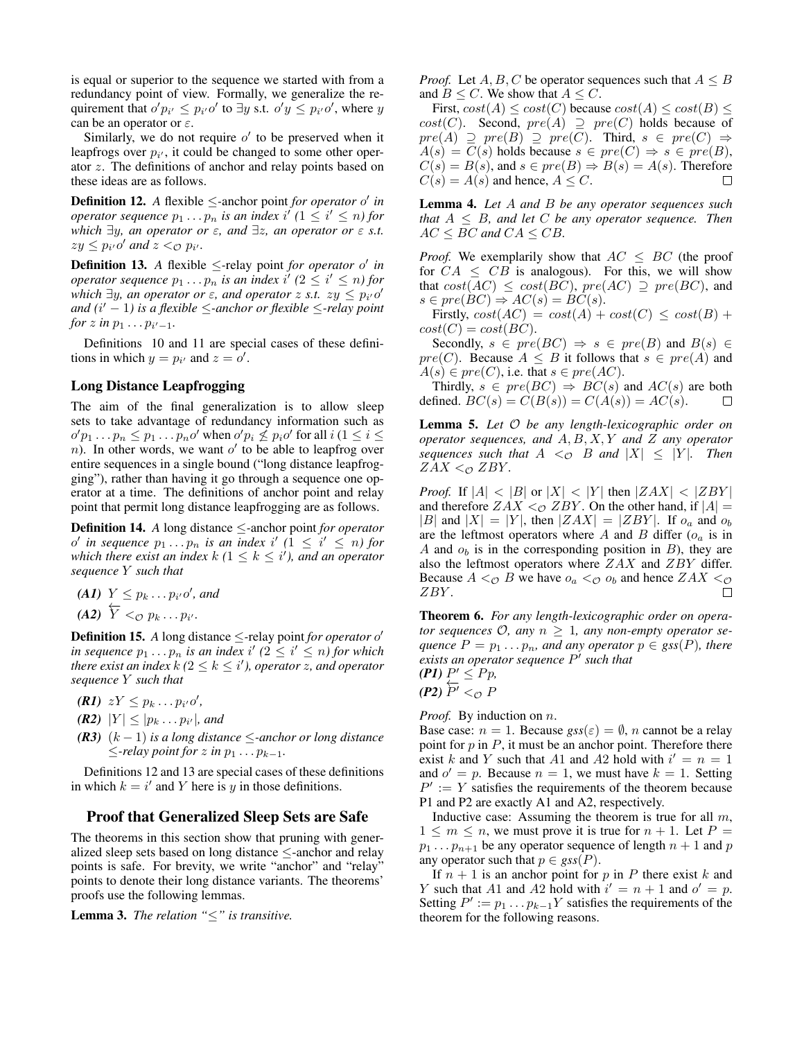is equal or superior to the sequence we started with from a redundancy point of view. Formally, we generalize the requirement that $o'p_{i'} \leq p_{i'}o'$ to $\exists y$ s.t. $o'y \leq p_{i'}o'$, where $y$ can be an operator or $\varepsilon$.

Similarly, we do not require $o'$ to be preserved when it leapfrogs over $p_{i'}$, it could be changed to some other operator $z$. The definitions of anchor and relay points based on these ideas are as follows.

**Definition 12.** *A* flexible $\leq$-anchor point *for operator $o'$ in operator sequence $p_1 \dots p_n$ is an index $i'$ ($1 \leq i' \leq n$) for which $\exists y$, an operator or $\varepsilon$, and $\exists z$, an operator or $\varepsilon$ s.t. $zy \leq p_{i'}o'$ and $z <_{\mathcal{O}} p_{i'}$.*

**Definition 13.** *A* flexible $\leq$-relay point *for operator $o'$ in operator sequence $p_1 \dots p_n$ is an index $i'$ ($2 \leq i' \leq n$) for which $\exists y$, an operator or $\varepsilon$, and operator $z$ s.t. $zy \leq p_{i'}o'$ and $(i'-1)$ is a flexible $\leq$-anchor or flexible $\leq$-relay point for $z$ in $p_1 \dots p_{i'-1}$.*

Definitions 10 and 11 are special cases of these definitions in which $y = p_{i'}$ and $z = o'$.

### Long Distance Leapfrogging

The aim of the final generalization is to allow sleep sets to take advantage of redundancy information such as $o'p_1 \dots p_n \leq p_1 \dots p_n o'$ when $o'p_i \not\leq p_i o'$ for all $i$ ($1 \leq i \leq n$). In other words, we want $o'$ to be able to leapfrog over entire sequences in a single bound ("long distance leapfrogging"), rather than having it go through a sequence one operator at a time. The definitions of anchor point and relay point that permit long distance leapfrogging are as follows.

**Definition 14.** *A* long distance $\leq$-anchor point *for operator $o'$ in sequence $p_1 \dots p_n$ is an index $i'$ ($1 \leq i' \leq n$) for which there exist an index $k$ ($1 \leq k \leq i'$), and an operator sequence $Y$ such that*

- ***(A1)*** *$Y \leq p_k \dots p_{i'}o'$, and*
- ***(A2)*** *$\overleftarrow{Y} <_{\mathcal{O}} p_k \dots p_{i'}$.*

**Definition 15.** *A* long distance $\leq$-relay point *for operator $o'$ in sequence $p_1 \dots p_n$ is an index $i'$ ($2 \leq i' \leq n$) for which there exist an index $k$ ($2 \leq k \leq i'$), operator $z$, and operator sequence $Y$ such that*

- ***(R1)*** *$zY \leq p_k \dots p_{i'}o'$,*
- ***(R2)*** *$|Y| \leq |p_k \dots p_{i'}|$, and*
- ***(R3)*** *$(k-1)$ is a long distance $\leq$-anchor or long distance $\leq$-relay point for $z$ in $p_1 \dots p_{k-1}$.*

Definitions 12 and 13 are special cases of these definitions in which $k = i'$ and $Y$ here is $y$ in those definitions.

## Proof that Generalized Sleep Sets are Safe

The theorems in this section show that pruning with generalized sleep sets based on long distance $\leq$-anchor and relay points is safe. For brevity, we write "anchor" and "relay" points to denote their long distance variants. The theorems' proofs use the following lemmas.

**Lemma 3.** *The relation "$\leq$" is transitive.*

*Proof.* Let $A, B, C$ be operator sequences such that $A \leq B$ and $B \leq C$. We show that $A \leq C$.

First, $cost(A) \leq cost(C)$ because $cost(A) \leq cost(B) \leq cost(C)$. Second, $pre(A) \supseteq pre(C)$ holds because of $pre(A) \supseteq pre(B) \supseteq pre(C)$. Third, $s \in pre(C) \Rightarrow A(s) = C(s)$ holds because $s \in pre(C) \Rightarrow s \in pre(B)$, $C(s) = B(s)$, and $s \in pre(B) \Rightarrow B(s) = A(s)$. Therefore $C(s) = A(s)$ and hence, $A \leq C$. □

**Lemma 4.** *Let $A$ and $B$ be any operator sequences such that $A \leq B$, and let $C$ be any operator sequence. Then $AC \leq BC$ and $CA \leq CB$.*

*Proof.* We exemplarily show that $AC \leq BC$ (the proof for $CA \leq CB$ is analogous). For this, we will show that $cost(AC) \leq cost(BC)$, $pre(AC) \supseteq pre(BC)$, and $s \in pre(BC) \Rightarrow AC(s) = BC(s)$.

Firstly, $cost(AC) = cost(A) + cost(C) \leq cost(B) + cost(C) = cost(BC)$.

Secondly, $s \in pre(BC) \Rightarrow s \in pre(B)$ and $B(s) \in pre(C)$. Because $A \leq B$ it follows that $s \in pre(A)$ and $A(s) \in pre(C)$, i.e. that $s \in pre(AC)$.

Thirdly, $s \in pre(BC) \Rightarrow BC(s)$ and $AC(s)$ are both defined. $BC(s) = C(B(s)) = C(A(s)) = AC(s)$. □

**Lemma 5.** *Let $\mathcal{O}$ be any length-lexicographic order on operator sequences, and $A, B, X, Y$ and $Z$ any operator sequences such that $A <_{\mathcal{O}} B$ and $|X| \leq |Y|$. Then $ZAX <_{\mathcal{O}} ZBY$.*

*Proof.* If $|A| < |B|$ or $|X| < |Y|$ then $|ZAX| < |ZBY|$ and therefore $ZAX <_{\mathcal{O}} ZBY$. On the other hand, if $|A| = |B|$ and $|X| = |Y|$, then $|ZAX| = |ZBY|$. If $o_a$ and $o_b$ are the leftmost operators where $A$ and $B$ differ ($o_a$ is in $A$ and $o_b$ is in the corresponding position in $B$), they are also the leftmost operators where $ZAX$ and $ZBY$ differ. Because $A <_{\mathcal{O}} B$ we have $o_a <_{\mathcal{O}} o_b$ and hence $ZAX <_{\mathcal{O}} ZBY$. □

**Theorem 6.** *For any length-lexicographic order on operator sequences $\mathcal{O}$, any $n \geq 1$, any non-empty operator sequence $P = p_1 \dots p_n$, and any operator $p \in gss(P)$, there exists an operator sequence $P'$ such that*
***(P1)*** *$P' \leq Pp$,*
***(P2)*** *$\overleftarrow{P'} <_{\mathcal{O}} P$*

*Proof.* By induction on $n$.
Base case: $n = 1$. Because $gss(\varepsilon) = \emptyset$, $n$ cannot be a relay point for $p$ in $P$, it must be an anchor point. Therefore there exist $k$ and $Y$ such that $A1$ and $A2$ hold with $i' = n = 1$ and $o' = p$. Because $n = 1$, we must have $k = 1$. Setting $P' := Y$ satisfies the requirements of the theorem because P1 and P2 are exactly A1 and A2, respectively.

Inductive case: Assuming the theorem is true for all $m$, $1 \leq m \leq n$, we must prove it is true for $n+1$. Let $P = p_1 \dots p_{n+1}$ be any operator sequence of length $n+1$ and $p$ any operator such that $p \in gss(P)$.

If $n+1$ is an anchor point for $p$ in $P$ there exist $k$ and $Y$ such that $A1$ and $A2$ hold with $i' = n+1$ and $o' = p$. Setting $P' := p_1 \dots p_{k-1}Y$ satisfies the requirements of the theorem for the following reasons.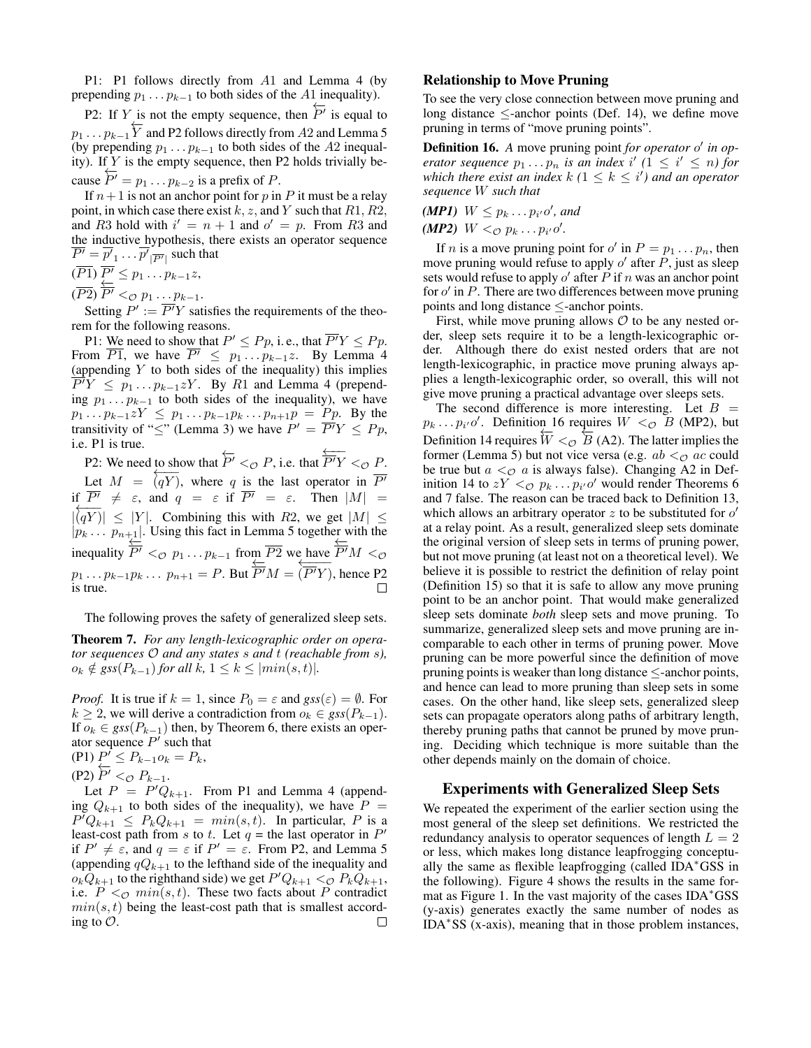P1: P1 follows directly from $A1$ and Lemma 4 (by prepending $p_1 \dots p_{k-1}$ to both sides of the $A1$ inequality).

P2: If $Y$ is not the empty sequence, then $\overleftarrow{P'}$ is equal to $p_1 \dots p_{k-1}\overleftarrow{Y}$ and P2 follows directly from $A2$ and Lemma 5 (by prepending $p_1 \dots p_{k-1}$ to both sides of the $A2$ inequality). If $Y$ is the empty sequence, then P2 holds trivially because $\overleftarrow{P'} = p_1 \dots p_{k-2}$ is a prefix of $P$.

If $n+1$ is not an anchor point for $p$ in $P$ it must be a relay point, in which case there exist $k$, $z$, and $Y$ such that $R1$, $R2$, and $R3$ hold with $i' = n+1$ and $o' = p$. From $R3$ and the inductive hypothesis, there exists an operator sequence $\overline{P'} = \overline{p'}_1 \dots \overline{p'}_{|\overline{P'}|}$ such that

($\overline{P1}$) $\overline{P'} \leq p_1 \dots p_{k-1}z$,

($\overline{P2}$) $\overleftarrow{\overline{P'}} <_{\mathcal{O}} p_1 \dots p_{k-1}$.

Setting $P' := \overline{P'}Y$ satisfies the requirements of the theorem for the following reasons.

P1: We need to show that $P' \leq Pp$, i. e., that $\overline{P'}Y \leq Pp$. From $\overline{P1}$, we have $\overline{P'} \leq p_1 \dots p_{k-1}z$. By Lemma 4 (appending $Y$ to both sides of the inequality) this implies $\overline{P'}Y \leq p_1 \dots p_{k-1}zY$. By $R1$ and Lemma 4 (prepending $p_1 \dots p_{k-1}$ to both sides of the inequality), we have $p_1 \dots p_{k-1}zY \leq p_1 \dots p_{k-1}p_k \dots p_{n+1}p = Pp$. By the transitivity of "$\leq$" (Lemma 3) we have $P' = \overline{P'}Y \leq Pp$, i.e. P1 is true.

P2: We need to show that $\overleftarrow{P'} <_{\mathcal{O}} P$, i.e. that $\overleftarrow{\overline{P'}Y} <_{\mathcal{O}} P$. Let $M = \overleftarrow{(qY)}$, where $q$ is the last operator in $\overline{P'}$ if $\overline{P'} \neq \varepsilon$, and $q = \varepsilon$ if $\overline{P'} = \varepsilon$. Then $|M| = |\overleftarrow{(qY)}| \leq |Y|$. Combining this with $R2$, we get $|M| \leq |p_k \dots p_{n+1}|$. Using this fact in Lemma 5 together with the inequality $\overleftarrow{\overline{P'}} <_{\mathcal{O}} p_1 \dots p_{k-1}$ from $\overline{P2}$ we have $\overleftarrow{\overline{P'}}M <_{\mathcal{O}} p_1 \dots p_{k-1}p_k \dots p_{n+1} = P$. But $\overleftarrow{\overline{P'}}M = \overleftarrow{(\overline{P'}Y)}$, hence P2 is true. ☐

The following proves the safety of generalized sleep sets.

**Theorem 7.** *For any length-lexicographic order on operator sequences $\mathcal{O}$ and any states $s$ and $t$ (reachable from $s$), $o_k \notin gss(P_{k-1})$ for all $k$, $1 \leq k \leq |min(s,t)|$.*

*Proof.* It is true if $k = 1$, since $P_0 = \varepsilon$ and $gss(\varepsilon) = \emptyset$. For $k \geq 2$, we will derive a contradiction from $o_k \in gss(P_{k-1})$. If $o_k \in gss(P_{k-1})$ then, by Theorem 6, there exists an operator sequence $P'$ such that

(P1) $P' \leq P_{k-1}o_k = P_k$,

(P2) $\overleftarrow{P'} <_{\mathcal{O}} P_{k-1}$.

Let $P = P'Q_{k+1}$. From P1 and Lemma 4 (appending $Q_{k+1}$ to both sides of the inequality), we have $P = P'Q_{k+1} \leq P_kQ_{k+1} = min(s,t)$. In particular, $P$ is a least-cost path from $s$ to $t$. Let $q$ = the last operator in $P'$ if $P' \neq \varepsilon$, and $q = \varepsilon$ if $P' = \varepsilon$. From P2, and Lemma 5 (appending $qQ_{k+1}$ to the lefthand side of the inequality and $o_kQ_{k+1}$ to the righthand side) we get $P'Q_{k+1} <_{\mathcal{O}} P_kQ_{k+1}$, i.e. $P <_{\mathcal{O}} min(s,t)$. These two facts about $P$ contradict $min(s,t)$ being the least-cost path that is smallest according to $\mathcal{O}$. ☐

## Relationship to Move Pruning

To see the very close connection between move pruning and long distance $\leq$-anchor points (Def. 14), we define move pruning in terms of "move pruning points".

**Definition 16.** *A* move pruning point *for operator $o'$ in operator sequence $p_1 \dots p_n$ is an index $i'$ ($1 \leq i' \leq n$) for which there exist an index $k$ ($1 \leq k \leq i'$) and an operator sequence $W$ such that*

***(MP1)*** $W \leq p_k \dots p_{i'}o'$*, and*

***(MP2)*** $W <_{\mathcal{O}} p_k \dots p_{i'}o'$.

If $n$ is a move pruning point for $o'$ in $P = p_1 \dots p_n$, then move pruning would refuse to apply $o'$ after $P$, just as sleep sets would refuse to apply $o'$ after $P$ if $n$ was an anchor point for $o'$ in $P$. There are two differences between move pruning points and long distance $\leq$-anchor points.

First, while move pruning allows $\mathcal{O}$ to be any nested order, sleep sets require it to be a length-lexicographic order. Although there do exist nested orders that are not length-lexicographic, in practice move pruning always applies a length-lexicographic order, so overall, this will not give move pruning a practical advantage over sleep sets.

The second difference is more interesting. Let $B = p_k \dots p_{i'}o'$. Definition 16 requires $W <_{\mathcal{O}} B$ (MP2), but Definition 14 requires $\overleftarrow{W} <_{\mathcal{O}} \overleftarrow{B}$ (A2). The latter implies the former (Lemma 5) but not vice versa (e.g. $ab <_{\mathcal{O}} ac$ could be true but $a <_{\mathcal{O}} a$ is always false). Changing A2 in Definition 14 to $zY <_{\mathcal{O}} p_k \dots p_{i'}o'$ would render Theorems 6 and 7 false. The reason can be traced back to Definition 13, which allows an arbitrary operator $z$ to be substituted for $o'$ at a relay point. As a result, generalized sleep sets dominate the original version of sleep sets in terms of pruning power, but not move pruning (at least not on a theoretical level). We believe it is possible to restrict the definition of relay point (Definition 15) so that it is safe to allow any move pruning point to be an anchor point. That would make generalized sleep sets dominate *both* sleep sets and move pruning. To summarize, generalized sleep sets and move pruning are incomparable to each other in terms of pruning power. Move pruning can be more powerful since the definition of move pruning points is weaker than long distance $\leq$-anchor points, and hence can lead to more pruning than sleep sets in some cases. On the other hand, like sleep sets, generalized sleep sets can propagate operators along paths of arbitrary length, thereby pruning paths that cannot be pruned by move pruning. Deciding which technique is more suitable than the other depends mainly on the domain of choice.

## Experiments with Generalized Sleep Sets

We repeated the experiment of the earlier section using the most general of the sleep set definitions. We restricted the redundancy analysis to operator sequences of length $L = 2$ or less, which makes long distance leapfrogging conceptually the same as flexible leapfrogging (called IDA$^*$GSS in the following). Figure 4 shows the results in the same format as Figure 1. In the vast majority of the cases IDA$^*$GSS (y-axis) generates exactly the same number of nodes as IDA$^*$SS (x-axis), meaning that in those problem instances,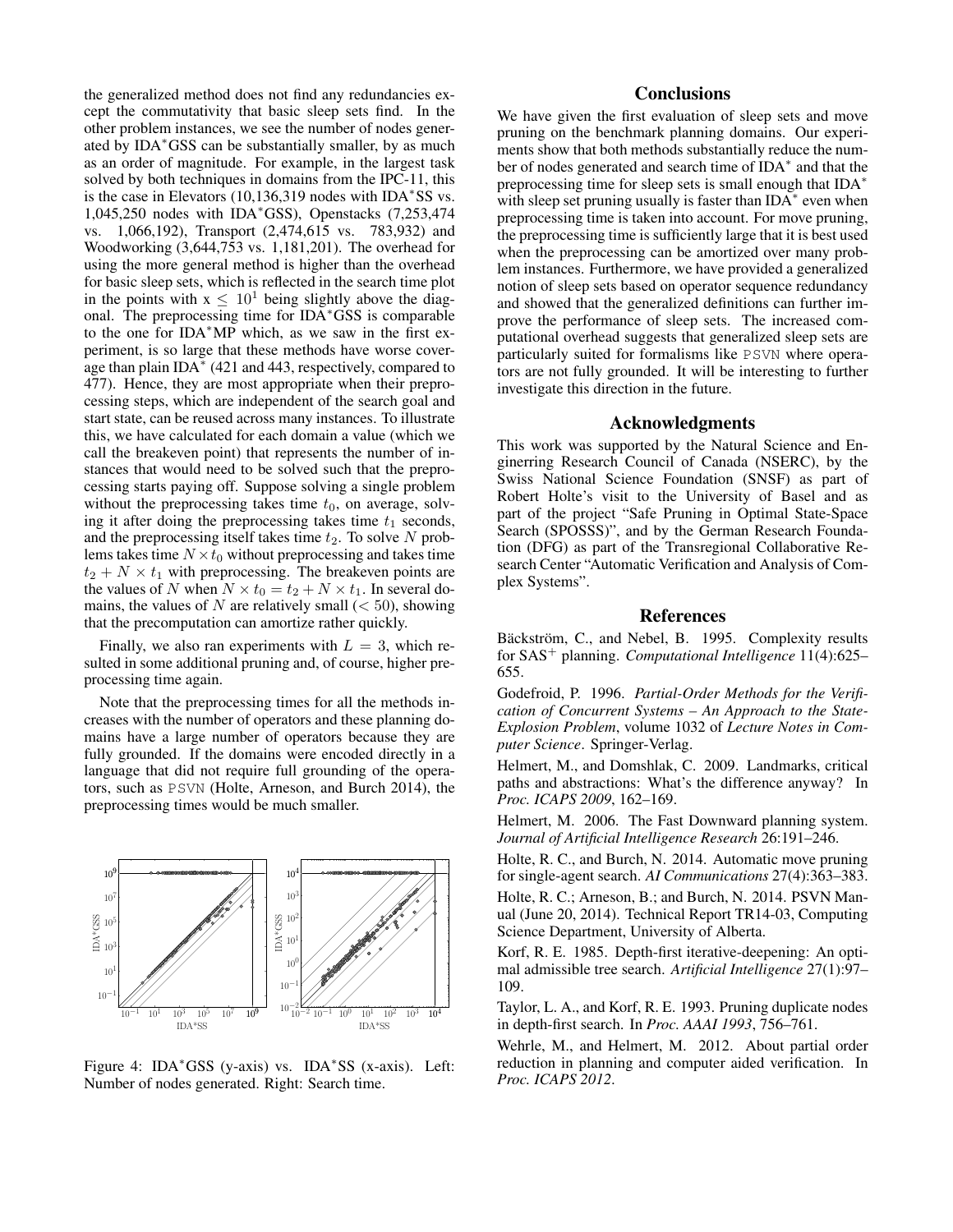the generalized method does not find any redundancies except the commutativity that basic sleep sets find. In the other problem instances, we see the number of nodes generated by IDA*GSS can be substantially smaller, by as much as an order of magnitude. For example, in the largest task solved by both techniques in domains from the IPC-11, this is the case in Elevators (10,136,319 nodes with IDA*SS vs. 1,045,250 nodes with IDA*GSS), Openstacks (7,253,474 vs. 1,066,192), Transport (2,474,615 vs. 783,932) and Woodworking (3,644,753 vs. 1,181,201). The overhead for using the more general method is higher than the overhead for basic sleep sets, which is reflected in the search time plot in the points with $x \leq 10^1$ being slightly above the diagonal. The preprocessing time for IDA*GSS is comparable to the one for IDA*MP which, as we saw in the first experiment, is so large that these methods have worse coverage than plain IDA* (421 and 443, respectively, compared to 477). Hence, they are most appropriate when their preprocessing steps, which are independent of the search goal and start state, can be reused across many instances. To illustrate this, we have calculated for each domain a value (which we call the breakeven point) that represents the number of instances that would need to be solved such that the preprocessing starts paying off. Suppose solving a single problem without the preprocessing takes time $t_0$, on average, solving it after doing the preprocessing takes time $t_1$ seconds, and the preprocessing itself takes time $t_2$. To solve $N$ problems takes time $N \times t_0$ without preprocessing and takes time $t_2 + N \times t_1$ with preprocessing. The breakeven points are the values of $N$ when $N \times t_0 = t_2 + N \times t_1$. In several domains, the values of $N$ are relatively small ($< 50$), showing that the precomputation can amortize rather quickly.

Finally, we also ran experiments with $L = 3$, which resulted in some additional pruning and, of course, higher preprocessing time again.

Note that the preprocessing times for all the methods increases with the number of operators and these planning domains have a large number of operators because they are fully grounded. If the domains were encoded directly in a language that did not require full grounding of the operators, such as PSVN (Holte, Arneson, and Burch 2014), the preprocessing times would be much smaller.

Figure 4: IDA*GSS (y-axis) vs. IDA*SS (x-axis). Left: Number of nodes generated. Right: Search time.

## Conclusions

We have given the first evaluation of sleep sets and move pruning on the benchmark planning domains. Our experiments show that both methods substantially reduce the number of nodes generated and search time of IDA* and that the preprocessing time for sleep sets is small enough that IDA* with sleep set pruning usually is faster than IDA* even when preprocessing time is taken into account. For move pruning, the preprocessing time is sufficiently large that it is best used when the preprocessing can be amortized over many problem instances. Furthermore, we have provided a generalized notion of sleep sets based on operator sequence redundancy and showed that the generalized definitions can further improve the performance of sleep sets. The increased computational overhead suggests that generalized sleep sets are particularly suited for formalisms like PSVN where operators are not fully grounded. It will be interesting to further investigate this direction in the future.

## Acknowledgments

This work was supported by the Natural Science and Enginerring Research Council of Canada (NSERC), by the Swiss National Science Foundation (SNSF) as part of Robert Holte's visit to the University of Basel and as part of the project "Safe Pruning in Optimal State-Space Search (SPOSSS)", and by the German Research Foundation (DFG) as part of the Transregional Collaborative Research Center "Automatic Verification and Analysis of Complex Systems".

## References

Bäckström, C., and Nebel, B. 1995. Complexity results for SAS$^+$ planning. *Computational Intelligence* 11(4):625–655.

Godefroid, P. 1996. *Partial-Order Methods for the Verification of Concurrent Systems – An Approach to the State-Explosion Problem*, volume 1032 of *Lecture Notes in Computer Science*. Springer-Verlag.

Helmert, M., and Domshlak, C. 2009. Landmarks, critical paths and abstractions: What's the difference anyway? In *Proc. ICAPS 2009*, 162–169.

Helmert, M. 2006. The Fast Downward planning system. *Journal of Artificial Intelligence Research* 26:191–246.

Holte, R. C., and Burch, N. 2014. Automatic move pruning for single-agent search. *AI Communications* 27(4):363–383.

Holte, R. C.; Arneson, B.; and Burch, N. 2014. PSVN Manual (June 20, 2014). Technical Report TR14-03, Computing Science Department, University of Alberta.

Korf, R. E. 1985. Depth-first iterative-deepening: An optimal admissible tree search. *Artificial Intelligence* 27(1):97–109.

Taylor, L. A., and Korf, R. E. 1993. Pruning duplicate nodes in depth-first search. In *Proc. AAAI 1993*, 756–761.

Wehrle, M., and Helmert, M. 2012. About partial order reduction in planning and computer aided verification. In *Proc. ICAPS 2012*.